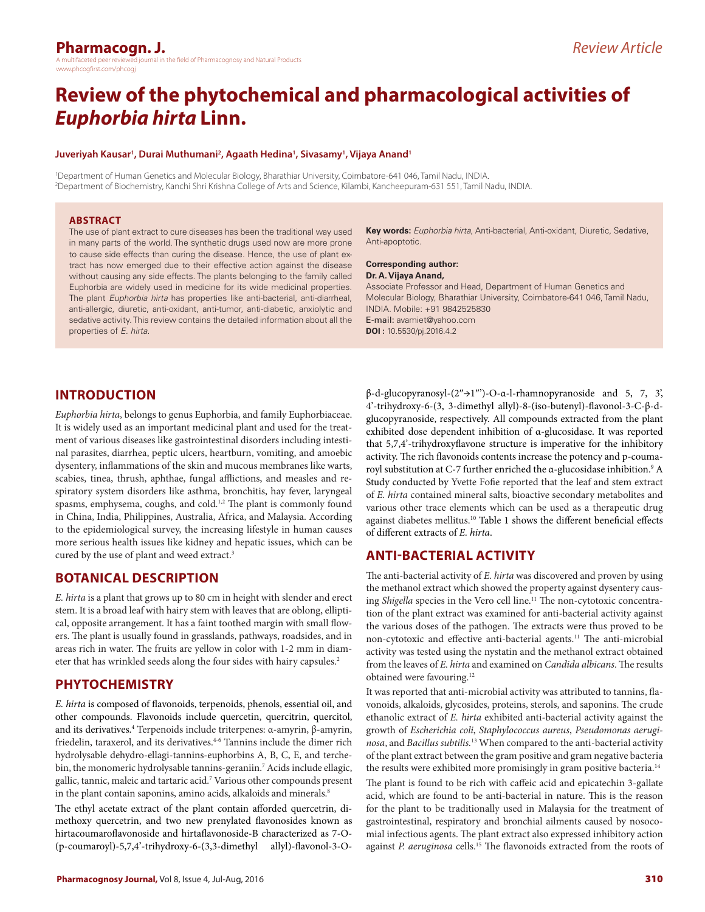# Review of the phytochemical and pharmacological activities of *Euphorbia hirta* Linn.

**Juveriyah Kausar[1], Durai Muthumani[2], Agaath Hedina[1], Sivasamy[1], Vijaya Anand[1]**

[1]Department of Human Genetics and Molecular Biology, Bharathiar University, Coimbatore-641 046, Tamil Nadu, INDIA.
[2]Department of Biochemistry, Kanchi Shri Krishna College of Arts and Science, Kilambi, Kancheepuram-631 551, Tamil Nadu, INDIA.

## ABSTRACT

The use of plant extract to cure diseases has been the traditional way used in many parts of the world. The synthetic drugs used now are more prone to cause side effects than curing the disease. Hence, the use of plant extract has now emerged due to their effective action against the disease without causing any side effects. The plants belonging to the family called Euphorbia are widely used in medicine for its wide medicinal properties. The plant *Euphorbia hirta* has properties like anti-bacterial, anti-diarrheal, anti-allergic, diuretic, anti-oxidant, anti-tumor, anti-diabetic, anxiolytic and sedative activity. This review contains the detailed information about all the properties of *E. hirta*.

**Key words:** *Euphorbia hirta*, Anti-bacterial, Anti-oxidant, Diuretic, Sedative, Anti-apoptotic.

**Corresponding author:**
**Dr. A. Vijaya Anand,**
Associate Professor and Head, Department of Human Genetics and Molecular Biology, Bharathiar University, Coimbatore-641 046, Tamil Nadu, INDIA. Mobile: +91 9842525830
E-mail: avamiet@yahoo.com
**DOI :** 10.5530/pj.2016.4.2

## INTRODUCTION

*Euphorbia hirta*, belongs to genus Euphorbia, and family Euphorbiaceae. It is widely used as an important medicinal plant and used for the treatment of various diseases like gastrointestinal disorders including intestinal parasites, diarrhea, peptic ulcers, heartburn, vomiting, and amoebic dysentery, inflammations of the skin and mucous membranes like warts, scabies, tinea, thrush, aphthae, fungal afflictions, and measles and respiratory system disorders like asthma, bronchitis, hay fever, laryngeal spasms, emphysema, coughs, and cold.[1,2] The plant is commonly found in China, India, Philippines, Australia, Africa, and Malaysia. According to the epidemiological survey, the increasing lifestyle in human causes more serious health issues like kidney and hepatic issues, which can be cured by the use of plant and weed extract.[3]

## BOTANICAL DESCRIPTION

*E. hirta* is a plant that grows up to 80 cm in height with slender and erect stem. It is a broad leaf with hairy stem with leaves that are oblong, elliptical, opposite arrangement. It has a faint toothed margin with small flowers. The plant is usually found in grasslands, pathways, roadsides, and in areas rich in water. The fruits are yellow in color with 1-2 mm in diameter that has wrinkled seeds along the four sides with hairy capsules.[2]

## PHYTOCHEMISTRY

*E. hirta* is composed of flavonoids, terpenoids, phenols, essential oil, and other compounds. Flavonoids include quercetin, quercitrin, quercitol, and its derivatives.[4] Terpenoids include triterpenes: α-amyrin, β-amyrin, friedelin, taraxerol, and its derivatives.[4-6] Tannins include the dimer rich hydrolysable dehydro-ellagi-tannins-euphorbins A, B, C, E, and terchebin, the monomeric hydrolysable tannins-geraniin.[7] Acids include ellagic, gallic, tannic, maleic and tartaric acid.[7] Various other compounds present in the plant contain saponins, amino acids, alkaloids and minerals.[8]

The ethyl acetate extract of the plant contain afforded quercetrin, dimethoxy quercetrin, and two new prenylated flavonosides known as hirtacoumaroflavonoside and hirtaflavonoside-B characterized as 7-O-(p-coumaroyl)-5,7,4'-trihydroxy-6-(3,3-dimethyl allyl)-flavonol-3-O-β-d-glucopyranosyl-(2″→1‴)-O-α-l-rhamnopyranoside and 5, 7, 3', 4'-trihydroxy-6-(3, 3-dimethyl allyl)-8-(iso-butenyl)-flavonol-3-C-β-d-glucopyranoside, respectively. All compounds extracted from the plant exhibited dose dependent inhibition of α-glucosidase. It was reported that 5,7,4'-trihydroxyflavone structure is imperative for the inhibitory activity. The rich flavonoids contents increase the potency and p-coumaroyl substitution at C-7 further enriched the α-glucosidase inhibition.[9] A Study conducted by Yvette Fofie reported that the leaf and stem extract of *E. hirta* contained mineral salts, bioactive secondary metabolites and various other trace elements which can be used as a therapeutic drug against diabetes mellitus.[10] Table 1 shows the different beneficial effects of different extracts of *E. hirta*.

## ANTI-BACTERIAL ACTIVITY

The anti-bacterial activity of *E. hirta* was discovered and proven by using the methanol extract which showed the property against dysentery causing *Shigella* species in the Vero cell line.[11] The non-cytotoxic concentration of the plant extract was examined for anti-bacterial activity against the various doses of the pathogen. The extracts were thus proved to be non-cytotoxic and effective anti-bacterial agents.[11] The anti-microbial activity was tested using the nystatin and the methanol extract obtained from the leaves of *E. hirta* and examined on *Candida albicans*. The results obtained were favouring.[12]

It was reported that anti-microbial activity was attributed to tannins, flavonoids, alkaloids, glycosides, proteins, sterols, and saponins. The crude ethanolic extract of *E. hirta* exhibited anti-bacterial activity against the growth of *Escherichia coli*, *Staphylococcus aureus*, *Pseudomonas aeruginosa*, and *Bacillus subtilis*.[13] When compared to the anti-bacterial activity of the plant extract between the gram positive and gram negative bacteria the results were exhibited more promisingly in gram positive bacteria.[14]

The plant is found to be rich with caffeic acid and epicatechin 3-gallate acid, which are found to be anti-bacterial in nature. This is the reason for the plant to be traditionally used in Malaysia for the treatment of gastrointestinal, respiratory and bronchial ailments caused by nosocomial infectious agents. The plant extract also expressed inhibitory action against *P. aeruginosa* cells.[15] The flavonoids extracted from the roots of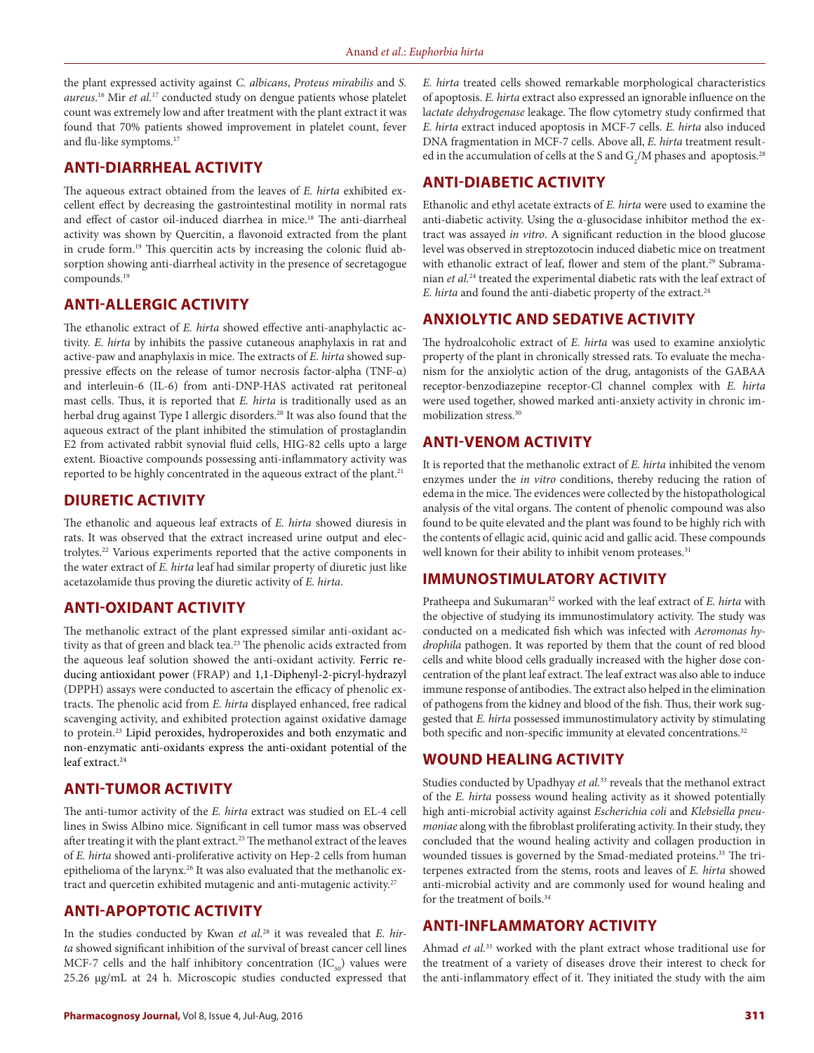the plant expressed activity against *C. albicans*, *Proteus mirabilis* and *S. aureus*.[16] Mir *et al.*[17] conducted study on dengue patients whose platelet count was extremely low and after treatment with the plant extract it was found that 70% patients showed improvement in platelet count, fever and flu-like symptoms.[17]

## ANTI-DIARRHEAL ACTIVITY

The aqueous extract obtained from the leaves of *E. hirta* exhibited excellent effect by decreasing the gastrointestinal motility in normal rats and effect of castor oil-induced diarrhea in mice.[18] The anti-diarrheal activity was shown by Quercitin, a flavonoid extracted from the plant in crude form.[19] This quercitin acts by increasing the colonic fluid absorption showing anti-diarrheal activity in the presence of secretagogue compounds.[19]

## ANTI-ALLERGIC ACTIVITY

The ethanolic extract of *E. hirta* showed effective anti-anaphylactic activity. *E. hirta* by inhibits the passive cutaneous anaphylaxis in rat and active-paw and anaphylaxis in mice. The extracts of *E. hirta* showed suppressive effects on the release of tumor necrosis factor-alpha (TNF-α) and interleuin-6 (IL-6) from anti-DNP-HAS activated rat peritoneal mast cells. Thus, it is reported that *E. hirta* is traditionally used as an herbal drug against Type I allergic disorders.[20] It was also found that the aqueous extract of the plant inhibited the stimulation of prostaglandin E2 from activated rabbit synovial fluid cells, HIG-82 cells upto a large extent. Bioactive compounds possessing anti-inflammatory activity was reported to be highly concentrated in the aqueous extract of the plant.[21]

## DIURETIC ACTIVITY

The ethanolic and aqueous leaf extracts of *E. hirta* showed diuresis in rats. It was observed that the extract increased urine output and electrolytes.[22] Various experiments reported that the active components in the water extract of *E. hirta* leaf had similar property of diuretic just like acetazolamide thus proving the diuretic activity of *E. hirta*.

## ANTI-OXIDANT ACTIVITY

The methanolic extract of the plant expressed similar anti-oxidant activity as that of green and black tea.[23] The phenolic acids extracted from the aqueous leaf solution showed the anti-oxidant activity. Ferric reducing antioxidant power (FRAP) and 1,1-Diphenyl-2-picryl-hyrazyl (DPPH) assays were conducted to ascertain the efficacy of phenolic extracts. The phenolic acid from *E. hirta* displayed enhanced, free radical scavenging activity, and exhibited protection against oxidative damage to protein.[23] Lipid peroxides, hydroperoxides and both enzymatic and non-enzymatic anti-oxidants express the anti-oxidant potential of the leaf extract.[24]

## ANTI-TUMOR ACTIVITY

The anti-tumor activity of the *E. hirta* extract was studied on EL-4 cell lines in Swiss Albino mice. Significant in cell tumor mass was observed after treating it with the plant extract.[25] The methanol extract of the leaves of *E. hirta* showed anti-proliferative activity on Hep-2 cells from human epithelioma of the larynx.[26] It was also evaluated that the methanolic extract and quercetin exhibited mutagenic and anti-mutagenic activity.[27]

## ANTI-APOPTOTIC ACTIVITY

In the studies conducted by Kwan *et al.*[28] it was revealed that *E. hirta* showed significant inhibition of the survival of breast cancer cell lines MCF-7 cells and the half inhibitory concentration ($IC_{50}$) values were 25.26 μg/mL at 24 h. Microscopic studies conducted expressed that *E. hirta* treated cells showed remarkable morphological characteristics of apoptosis. *E. hirta* extract also expressed an ignorable influence on the l*actate dehydrogenase* leakage. The flow cytometry study confirmed that *E. hirta* extract induced apoptosis in MCF-7 cells. *E. hirta* also induced DNA fragmentation in MCF-7 cells. Above all, *E. hirta* treatment resulted in the accumulation of cells at the S and $G_2$/M phases and apoptosis.[28]

## ANTI-DIABETIC ACTIVITY

Ethanolic and ethyl acetate extracts of *E. hirta* were used to examine the anti-diabetic activity. Using the α-glusocidase inhibitor method the extract was assayed *in vitro*. A significant reduction in the blood glucose level was observed in streptozotocin induced diabetic mice on treatment with ethanolic extract of leaf, flower and stem of the plant.[29] Subramanian *et al.*[24] treated the experimental diabetic rats with the leaf extract of *E. hirta* and found the anti-diabetic property of the extract.[24]

## ANXIOLYTIC AND SEDATIVE ACTIVITY

The hydroalcoholic extract of *E. hirta* was used to examine anxiolytic property of the plant in chronically stressed rats. To evaluate the mechanism for the anxiolytic action of the drug, antagonists of the GABAA receptor-benzodiazepine receptor-Cl channel complex with *E. hirta* were used together, showed marked anti-anxiety activity in chronic immobilization stress.[30]

## ANTI-VENOM ACTIVITY

It is reported that the methanolic extract of *E. hirta* inhibited the venom enzymes under the *in vitro* conditions, thereby reducing the ration of edema in the mice. The evidences were collected by the histopathological analysis of the vital organs. The content of phenolic compound was also found to be quite elevated and the plant was found to be highly rich with the contents of ellagic acid, quinic acid and gallic acid. These compounds well known for their ability to inhibit venom proteases.[31]

## IMMUNOSTIMULATORY ACTIVITY

Pratheepa and Sukumaran[32] worked with the leaf extract of *E. hirta* with the objective of studying its immunostimulatory activity. The study was conducted on a medicated fish which was infected with *Aeromonas hydrophila* pathogen. It was reported by them that the count of red blood cells and white blood cells gradually increased with the higher dose concentration of the plant leaf extract. The leaf extract was also able to induce immune response of antibodies. The extract also helped in the elimination of pathogens from the kidney and blood of the fish. Thus, their work suggested that *E. hirta* possessed immunostimulatory activity by stimulating both specific and non-specific immunity at elevated concentrations.[32]

## WOUND HEALING ACTIVITY

Studies conducted by Upadhyay *et al.*[33] reveals that the methanol extract of the *E. hirta* possess wound healing activity as it showed potentially high anti-microbial activity against *Escherichia coli* and *Klebsiella pneumoniae* along with the fibroblast proliferating activity. In their study, they concluded that the wound healing activity and collagen production in wounded tissues is governed by the Smad-mediated proteins.[33] The triterpenes extracted from the stems, roots and leaves of *E. hirta* showed anti-microbial activity and are commonly used for wound healing and for the treatment of boils.[34]

## ANTI-INFLAMMATORY ACTIVITY

Ahmad *et al.*[35] worked with the plant extract whose traditional use for the treatment of a variety of diseases drove their interest to check for the anti-inflammatory effect of it. They initiated the study with the aim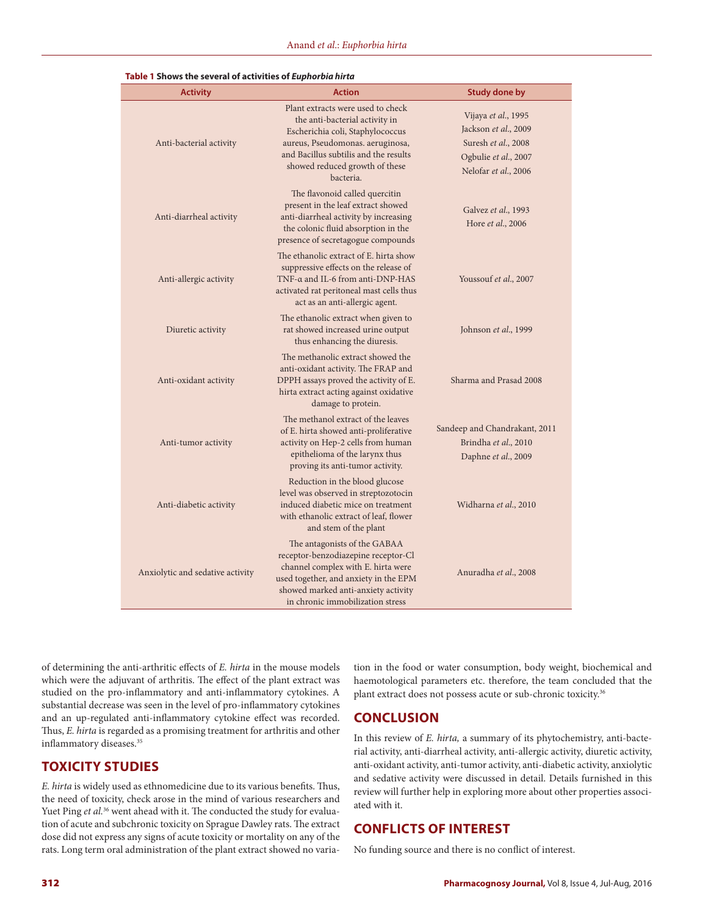**Table 1 Shows the several of activities of *Euphorbia hirta***

| Activity | Action | Study done by |
|---|---|---|
| Anti-bacterial activity | Plant extracts were used to check the anti-bacterial activity in Escherichia coli, Staphylococcus aureus, Pseudomonas. aeruginosa, and Bacillus subtilis and the results showed reduced growth of these bacteria. | Vijaya *et al.*, 1995<br>Jackson *et al.*, 2009<br>Suresh *et al.*, 2008<br>Ogbulie *et al.*, 2007<br>Nelofar *et al.*, 2006 |
| Anti-diarrheal activity | The flavonoid called quercitin present in the leaf extract showed anti-diarrheal activity by increasing the colonic fluid absorption in the presence of secretagogue compounds | Galvez *et al.*, 1993<br>Hore *et al.*, 2006 |
| Anti-allergic activity | The ethanolic extract of E. hirta show suppressive effects on the release of TNF-α and IL-6 from anti-DNP-HAS activated rat peritoneal mast cells thus act as an anti-allergic agent. | Youssouf *et al.*, 2007 |
| Diuretic activity | The ethanolic extract when given to rat showed increased urine output thus enhancing the diuresis. | Johnson *et al.*, 1999 |
| Anti-oxidant activity | The methanolic extract showed the anti-oxidant activity. The FRAP and DPPH assays proved the activity of E. hirta extract acting against oxidative damage to protein. | Sharma and Prasad 2008 |
| Anti-tumor activity | The methanol extract of the leaves of E. hirta showed anti-proliferative activity on Hep-2 cells from human epithelioma of the larynx thus proving its anti-tumor activity. | Sandeep and Chandrakant, 2011<br>Brindha *et al.*, 2010<br>Daphne *et al.*, 2009 |
| Anti-diabetic activity | Reduction in the blood glucose level was observed in streptozotocin induced diabetic mice on treatment with ethanolic extract of leaf, flower and stem of the plant | Widharna *et al.*, 2010 |
| Anxiolytic and sedative activity | The antagonists of the GABAA receptor-benzodiazepine receptor-Cl channel complex with E. hirta were used together, and anxiety in the EPM showed marked anti-anxiety activity in chronic immobilization stress | Anuradha *et al.*, 2008 |

of determining the anti-arthritic effects of *E. hirta* in the mouse models which were the adjuvant of arthritis. The effect of the plant extract was studied on the pro-inflammatory and anti-inflammatory cytokines. A substantial decrease was seen in the level of pro-inflammatory cytokines and an up-regulated anti-inflammatory cytokine effect was recorded. Thus, *E. hirta* is regarded as a promising treatment for arthritis and other inflammatory diseases.[35]

## TOXICITY STUDIES

*E. hirta* is widely used as ethnomedicine due to its various benefits. Thus, the need of toxicity, check arose in the mind of various researchers and Yuet Ping *et al.*[36] went ahead with it. The conducted the study for evaluation of acute and subchronic toxicity on Sprague Dawley rats. The extract dose did not express any signs of acute toxicity or mortality on any of the rats. Long term oral administration of the plant extract showed no variation in the food or water consumption, body weight, biochemical and haemotological parameters etc. therefore, the team concluded that the plant extract does not possess acute or sub-chronic toxicity.[36]

## CONCLUSION

In this review of *E. hirta,* a summary of its phytochemistry, anti-bacterial activity, anti-diarrheal activity, anti-allergic activity, diuretic activity, anti-oxidant activity, anti-tumor activity, anti-diabetic activity, anxiolytic and sedative activity were discussed in detail. Details furnished in this review will further help in exploring more about other properties associated with it.

## CONFLICTS OF INTEREST

No funding source and there is no conflict of interest.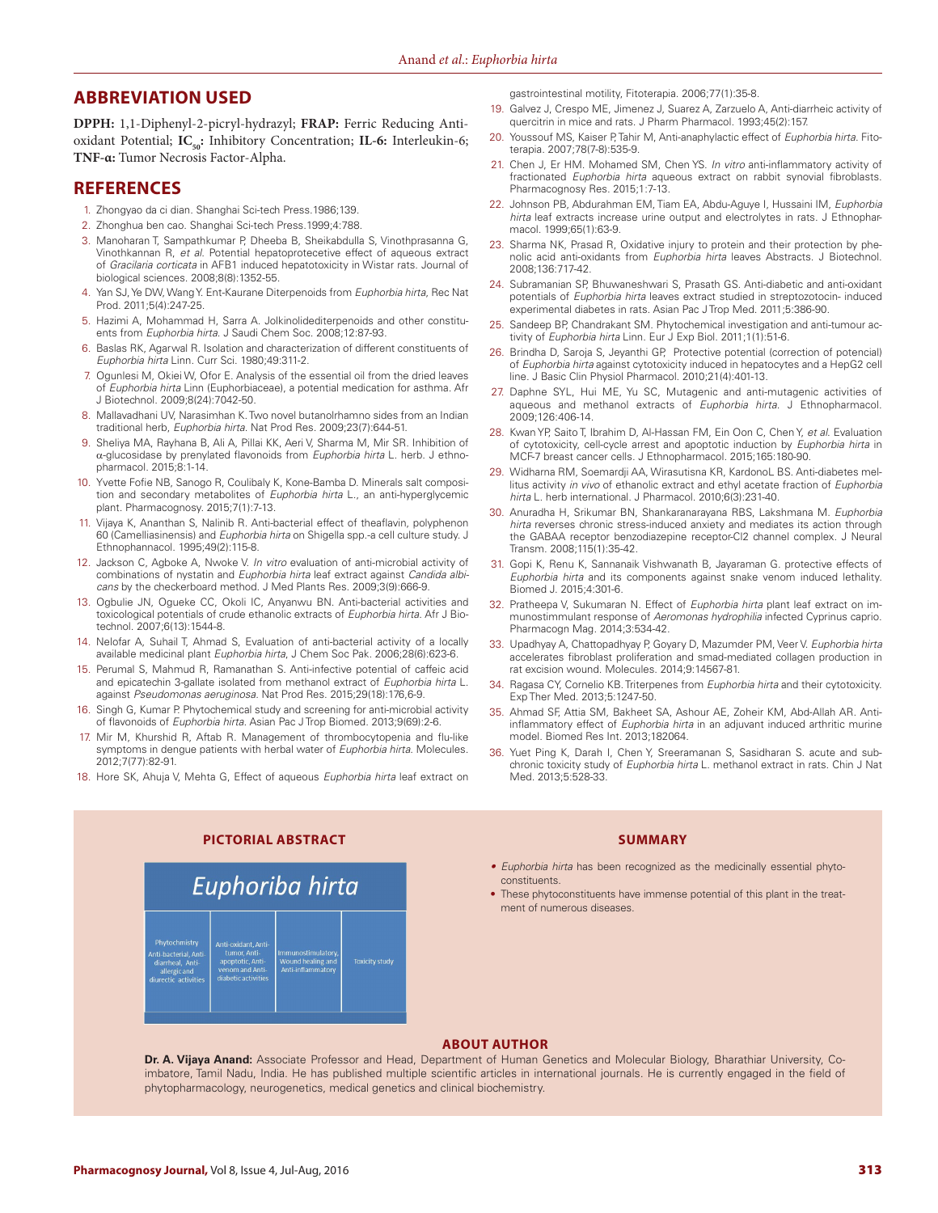## ABBREVIATION USED

**DPPH:** 1,1-Diphenyl-2-picryl-hydrazyl; **FRAP:** Ferric Reducing Antioxidant Potential; **$IC_{50}$:** Inhibitory Concentration; **IL-6:** Interleukin-6; **TNF-α:** Tumor Necrosis Factor-Alpha.

## REFERENCES

1. Zhongyao da ci dian. Shanghai Sci-tech Press.1986;139.
2. Zhonghua ben cao. Shanghai Sci-tech Press.1999;4:788.
3. Manoharan T, Sampathkumar P, Dheeba B, Sheikabdulla S, Vinothprasanna G, Vinothkannan R, *et al.* Potential hepatoprotecetive effect of aqueous extract of *Gracilaria corticata* in AFB1 induced hepatotoxicity in Wistar rats. Journal of biological sciences. 2008;8(8):1352-55.
4. Yan SJ, Ye DW, Wang Y. Ent-Kaurane Diterpenoids from *Euphorbia hirta,* Rec Nat Prod. 2011;5(4):247-25.
5. Hazimi A, Mohammad H, Sarra A. Jolkinolidediterpenoids and other constituents from *Euphorbia hirta*. J Saudi Chem Soc. 2008;12:87-93.
6. Baslas RK, Agarwal R. Isolation and characterization of different constituents of *Euphorbia hirta* Linn. Curr Sci. 1980;49:311-2.
7. Ogunlesi M, Okiei W, Ofor E. Analysis of the essential oil from the dried leaves of *Euphorbia hirta* Linn (Euphorbiaceae), a potential medication for asthma. Afr J Biotechnol. 2009;8(24):7042-50.
8. Mallavadhani UV, Narasimhan K. Two novel butanolrhamno sides from an Indian traditional herb, *Euphorbia hirta*. Nat Prod Res. 2009;23(7):644-51.
9. Sheliya MA, Rayhana B, Ali A, Pillai KK, Aeri V, Sharma M, Mir SR. Inhibition of α-glucosidase by prenylated flavonoids from *Euphorbia hirta* L. herb. J ethnopharmacol. 2015;8:1-14.
10. Yvette Fofie NB, Sanogo R, Coulibaly K, Kone-Bamba D. Minerals salt composition and secondary metabolites of *Euphorbia hirta* L., an anti-hyperglycemic plant. Pharmacognosy. 2015;7(1):7-13.
11. Vijaya K, Ananthan S, Nalinib R. Anti-bacterial effect of theaflavin, polyphenon 60 (Camelliasinensis) and *Euphorbia hirta* on Shigella spp.-a cell culture study. J Ethnophannacol. 1995;49(2):115-8.
12. Jackson C, Agboke A, Nwoke V. *In vitro* evaluation of anti-microbial activity of combinations of nystatin and *Euphorbia hirta* leaf extract against *Candida albicans* by the checkerboard method. J Med Plants Res. 2009;3(9):666-9.
13. Ogbulie JN, Ogueke CC, Okoli IC, Anyanwu BN. Anti-bacterial activities and toxicological potentials of crude ethanolic extracts of *Euphorbia hirta*. Afr J Biotechnol. 2007;6(13):1544-8.
14. Nelofar A, Suhail T, Ahmad S, Evaluation of anti-bacterial activity of a locally available medicinal plant *Euphorbia hirta*, J Chem Soc Pak. 2006;28(6):623-6.
15. Perumal S, Mahmud R, Ramanathan S. Anti-infective potential of caffeic acid and epicatechin 3-gallate isolated from methanol extract of *Euphorbia hirta* L. against *Pseudomonas aeruginosa*. Nat Prod Res. 2015;29(18):176,6-9.
16. Singh G, Kumar P. Phytochemical study and screening for anti-microbial activity of flavonoids of *Euphorbia hirta*. Asian Pac J Trop Biomed. 2013;9(69):2-6.
17. Mir M, Khurshid R, Aftab R. Management of thrombocytopenia and flu-like symptoms in dengue patients with herbal water of *Euphorbia hirta*. Molecules. 2012;7(77):82-91.
18. Hore SK, Ahuja V, Mehta G, Effect of aqueous *Euphorbia hirta* leaf extract on gastrointestinal motility, Fitoterapia. 2006;77(1):35-8.
19. Galvez J, Crespo ME, Jimenez J, Suarez A, Zarzuelo A, Anti-diarrheic activity of quercitrin in mice and rats. J Pharm Pharmacol. 1993;45(2):157.
20. Youssouf MS, Kaiser P, Tahir M, Anti-anaphylactic effect of *Euphorbia hirta*. Fitoterapia. 2007;78(7-8):535-9.
21. Chen J, Er HM. Mohamed SM, Chen YS. *In vitro* anti-inflammatory activity of fractionated *Euphorbia hirta* aqueous extract on rabbit synovial fibroblasts. Pharmacognosy Res. 2015;1:7-13.
22. Johnson PB, Abdurahman EM, Tiam EA, Abdu-Aguye I, Hussaini IM, *Euphorbia hirta* leaf extracts increase urine output and electrolytes in rats. J Ethnopharmacol. 1999;65(1):63-9.
23. Sharma NK, Prasad R, Oxidative injury to protein and their protection by phenolic acid anti-oxidants from *Euphorbia hirta* leaves Abstracts. J Biotechnol. 2008;136:717-42.
24. Subramanian SP, Bhuwaneshwari S, Prasath GS. Anti-diabetic and anti-oxidant potentials of *Euphorbia hirta* leaves extract studied in streptozotocin- induced experimental diabetes in rats. Asian Pac J Trop Med. 2011;5:386-90.
25. Sandeep BP, Chandrakant SM. Phytochemical investigation and anti-tumour activity of *Euphorbia hirta* Linn. Eur J Exp Biol. 2011;1(1):51-6.
26. Brindha D, Saroja S, Jeyanthi GP, Protective potential (correction of potencial) of *Euphorbia hirta* against cytotoxicity induced in hepatocytes and a HepG2 cell line. J Basic Clin Physiol Pharmacol. 2010;21(4):401-13.
27. Daphne SYL, Hui ME, Yu SC, Mutagenic and anti-mutagenic activities of aqueous and methanol extracts of *Euphorbia hirta*. J Ethnopharmacol. 2009;126:406-14.
28. Kwan YP, Saito T, Ibrahim D, Al-Hassan FM, Ein Oon C, Chen Y, *et al.* Evaluation of cytotoxicity, cell-cycle arrest and apoptotic induction by *Euphorbia hirta* in MCF-7 breast cancer cells. J Ethnopharmacol. 2015;165:180-90.
29. Widharna RM, Soemardji AA, Wirasutisna KR, KardonoL BS. Anti-diabetes mellitus activity *in vivo* of ethanolic extract and ethyl acetate fraction of *Euphorbia hirta* L. herb international. J Pharmacol. 2010;6(3):231-40.
30. Anuradha H, Srikumar BN, Shankaranarayana RBS, Lakshmana M. *Euphorbia hirta* reverses chronic stress-induced anxiety and mediates its action through the GABAA receptor benzodiazepine receptor-Cl2 channel complex. J Neural Transm. 2008;115(1):35-42.
31. Gopi K, Renu K, Sannanaik Vishwanath B, Jayaraman G. protective effects of *Euphorbia hirta* and its components against snake venom induced lethality. Biomed J. 2015;4:301-6.
32. Pratheepa V, Sukumaran N. Effect of *Euphorbia hirta* plant leaf extract on immunostimmulant response of *Aeromonas hydrophilia* infected Cyprinus caprio. Pharmacogn Mag. 2014;3:534-42.
33. Upadhyay A, Chattopadhyay P, Goyary D, Mazumder PM, Veer V. *Euphorbia hirta* accelerates fibroblast proliferation and smad-mediated collagen production in rat excision wound. Molecules. 2014;9:14567-81.
34. Ragasa CY, Cornelio KB. Triterpenes from *Euphorbia hirta* and their cytotoxicity. Exp Ther Med. 2013;5:1247-50.
35. Ahmad SF, Attia SM, Bakheet SA, Ashour AE, Zoheir KM, Abd-Allah AR. Anti-inflammatory effect of *Euphorbia hirta* in an adjuvant induced arthritic murine model. Biomed Res Int. 2013;182064.
36. Yuet Ping K, Darah I, Chen Y, Sreeramanan S, Sasidharan S. acute and subchronic toxicity study of *Euphorbia hirta* L. methanol extract in rats. Chin J Nat Med. 2013;5:528-33.

### PICTORIAL ABSTRACT

*Euphoriba hirta*

Phytochemistry Anti-bacterial, Anti-diarrheal, Anti-allergic and diurectic activities

Anti-oxidant, Anti-tumor, Anti-apoptotic, Anti-venom and Anti-diabetic activities

Immunostimulatory, Wound healing and Anti-inflammatory

Toxicity study

### SUMMARY

- *Euphorbia hirta* has been recognized as the medicinally essential phytoconstituents.
- These phytoconstituents have immense potential of this plant in the treatment of numerous diseases.

### ABOUT AUTHOR

**Dr. A. Vijaya Anand:** Associate Professor and Head, Department of Human Genetics and Molecular Biology, Bharathiar University, Coimbatore, Tamil Nadu, India. He has published multiple scientific articles in international journals. He is currently engaged in the field of phytopharmacology, neurogenetics, medical genetics and clinical biochemistry.